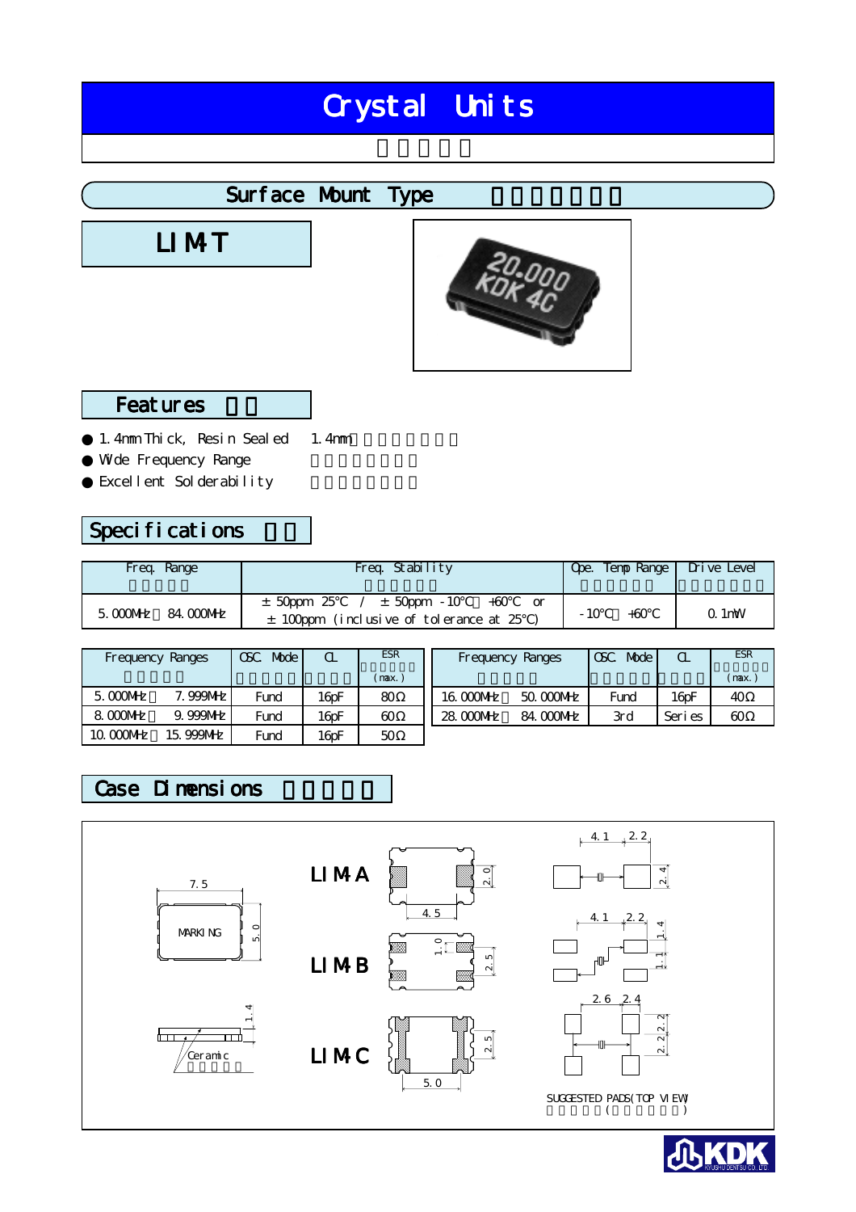# Crystal Units

## Surface Mount Type

# LIM-T

## Features

- 1.4mm Thick, Resin Sealed　　1.4mm
- Wide Frequency Range
- Excellent Solderability

## Specifications

| Freq. Range | Freq. Stability | Ope. Temp Range | Drive Level |
|---|---|---|---|
| 5.000MHz　84.000MHz | ±50ppm 25℃ / ±50ppm -10℃　+60℃ or ±100ppm (inclusive of tolerance at 25℃) | -10℃　+60℃ | 0.1mW |

| Frequency Ranges | OSC. Mode | CL | ESR (max.) |
|---|---|---|---|
| 5.000MHz　7.999MHz | Fund | 16pF | 80Ω |
| 8.000MHz　9.999MHz | Fund | 16pF | 60Ω |
| 10.000MHz　15.999MHz | Fund | 16pF | 50Ω |
| 16.000MHz　50.000MHz | Fund | 16pF | 40Ω |
| 28.000MHz　84.000MHz | 3rd | Series | 60Ω |

## Case Dimensions

7.5

MARKING

5.0

1.4

Ceramic

LIM-A

2.0

4.5

4.1　2.2

2.4

LIM-B

1.0

2.5

4.1　2.2

1.4

1.1

LIM-C

2.5

5.0

2.6　2.4

2.2

2.2

SUGGESTED PADS(TOP VIEW)

KDK KYUSHU DENTSU CO.,LTD.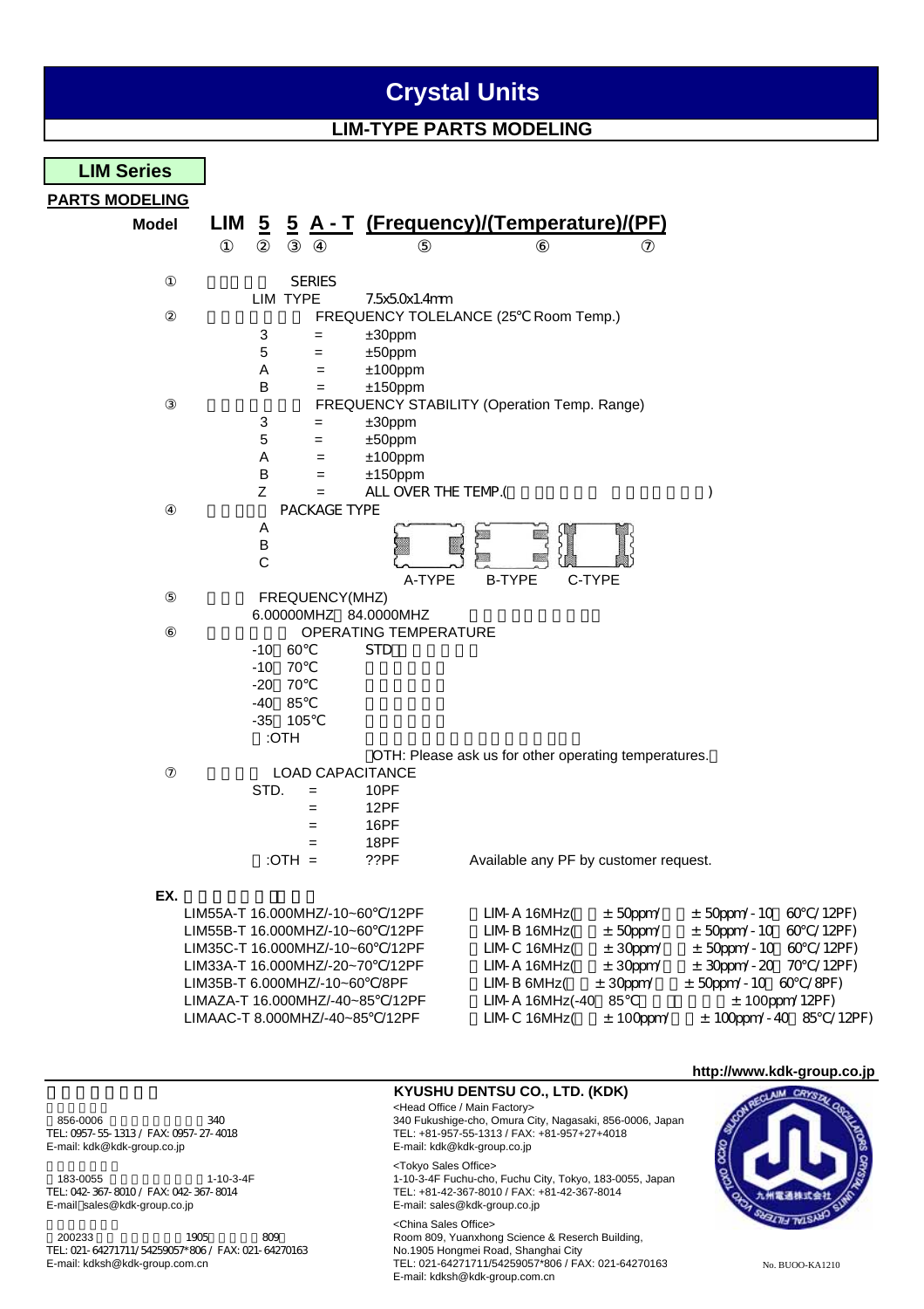# Crystal Units

## LIM-TYPE PARTS MODELING

### LIM Series

**PARTS MODELING**

**Model** **LIM 5 5 A - T (Frequency)/(Temperature)/(PF)**

① ② ③ ④ ⑤ ⑥ ⑦

① SERIES

LIM TYPE 7.5x5.0x1.4mm

② FREQUENCY TOLELANCE (25℃ Room Temp.)

| | | |
|---|---|---|
| 3 | = | ±30ppm |
| 5 | = | ±50ppm |
| A | = | ±100ppm |
| B | = | ±150ppm |

③ FREQUENCY STABILITY (Operation Temp. Range)

| | | |
|---|---|---|
| 3 | = | ±30ppm |
| 5 | = | ±50ppm |
| A | = | ±100ppm |
| B | = | ±150ppm |
| Z | = | ALL OVER THE TEMP.( ) |

④ PACKAGE TYPE

A

B

C

A-TYPE B-TYPE C-TYPE

⑤ FREQUENCY(MHZ)

6.00000MHZ 84.0000MHZ

⑥ OPERATING TEMPERATURE

-10 60℃ STD

-10 70℃

-20 70℃

-40 85℃

-35 105℃

:OTH

OTH: Please ask us for other operating temperatures.

⑦ LOAD CAPACITANCE

| | | | |
|---|---|---|---|
| STD. | = | 10PF | |
| | = | 12PF | |
| | = | 16PF | |
| | = | 18PF | |
| :OTH | = | ??PF | Available any PF by customer request. |

**EX.**

| | |
|---|---|
| LIM55A-T 16.000MHZ/-10~60℃/12PF | LIM-A 16MHz( ±50ppm/ ±50ppm/-10 60℃/12PF) |
| LIM55B-T 16.000MHZ/-10~60℃/12PF | LIM-B 16MHz( ±50ppm/ ±50ppm/-10 60℃/12PF) |
| LIM35C-T 16.000MHZ/-10~60℃/12PF | LIM-C 16MHz( ±30ppm/ ±50ppm/-10 60℃/12PF) |
| LIM33A-T 16.000MHZ/-20~70℃/12PF | LIM-A 16MHz( ±30ppm/ ±30ppm/-20 70℃/12PF) |
| LIM35B-T 6.000MHZ/-10~60℃/8PF | LIM-B 6MHz( ±30ppm/ ±50ppm/-10 60℃/8PF) |
| LIMAZA-T 16.000MHZ/-40~85℃/12PF | LIM-A 16MHz(-40 85℃ ±100ppm/12PF) |
| LIMAAC-T 8.000MHZ/-40~85℃/12PF | LIM-C 16MHz( ±100ppm/ ±100ppm/-40 85℃/12PF) |

http://www.kdk-group.co.jp

856-0006 340
TEL: 0957-55-1313 / FAX: 0957-27-4018
E-mail: kdk@kdk-group.co.jp

183-0055 1-10-3-4F
TEL: 042-367-8010 / FAX: 042-367-8014
E-mail sales@kdk-group.co.jp

200233 1905 809
TEL: 021-64271711/54259057*806 / FAX: 021-64270163
E-mail: kdksh@kdk-group.com.cn

**KYUSHU DENTSU CO., LTD. (KDK)**

<Head Office / Main Factory>
340 Fukushige-cho, Omura City, Nagasaki, 856-0006, Japan
TEL: +81-957-55-1313 / FAX: +81-957+27+4018
E-mail: kdk@kdk-group.co.jp

<Tokyo Sales Office>
1-10-3-4F Fuchu-cho, Fuchu City, Tokyo, 183-0055, Japan
TEL: +81-42-367-8010 / FAX: +81-42-367-8014
E-mail: sales@kdk-group.co.jp

<China Sales Office>
Room 809, Yuanxhong Science & Reserch Building,
No.1905 Hongmei Road, Shanghai City
TEL: 021-64271711/54259057*806 / FAX: 021-64270163
E-mail: kdksh@kdk-group.com.cn

No. BUOO-KA1210